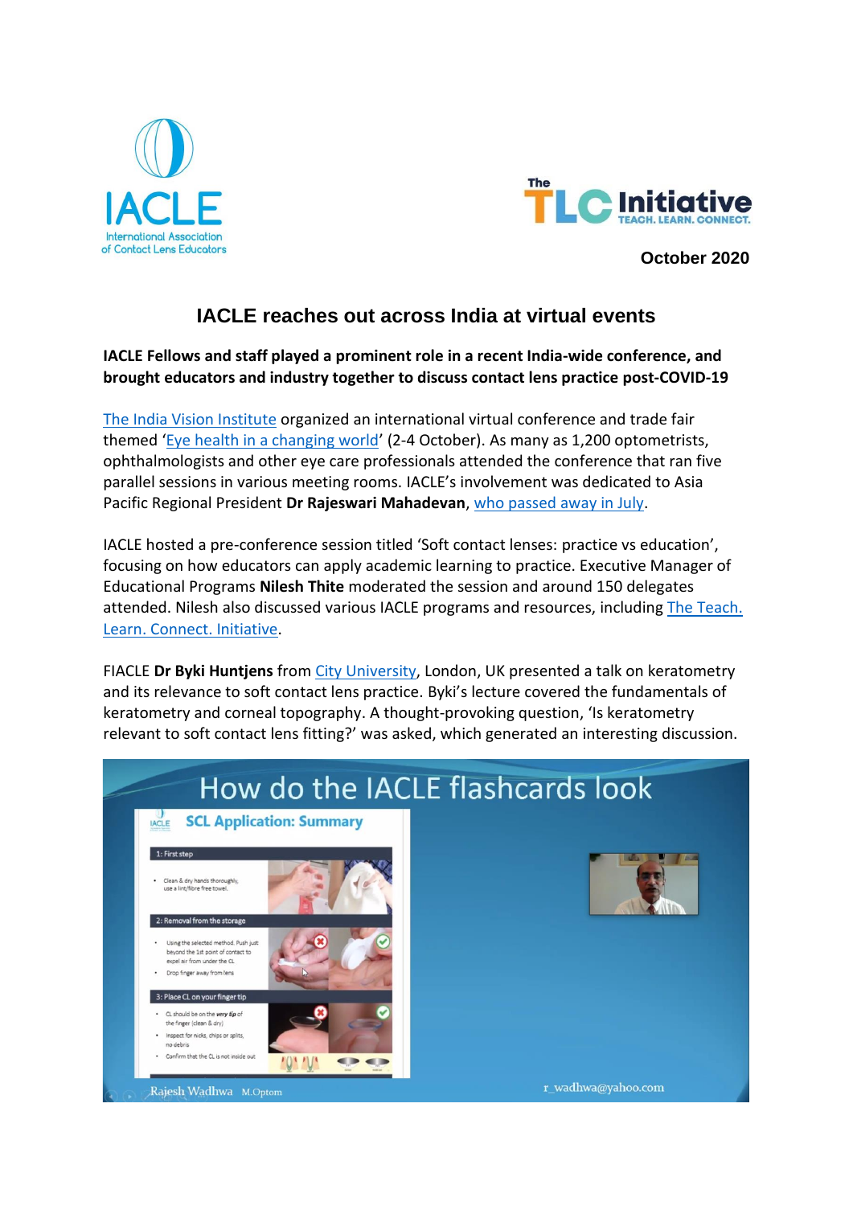October 2020

# IACLE reaches out across India at virtual events

**IACLE Fellows and staff played a prominent role in a recent India-wide conference, and brought educators and industry together to discuss contact lens practice post-COVID-19**

The India Vision Institute organized an international virtual conference and trade fair themed 'Eye health in a changing world' (2-4 October). As many as 1,200 optometrists, ophthalmologists and other eye care professionals attended the conference that ran five parallel sessions in various meeting rooms. IACLE's involvement was dedicated to Asia Pacific Regional President **Dr Rajeswari Mahadevan**, who passed away in July.

IACLE hosted a pre-conference session titled 'Soft contact lenses: practice vs education', focusing on how educators can apply academic learning to practice. Executive Manager of Educational Programs **Nilesh Thite** moderated the session and around 150 delegates attended. Nilesh also discussed various IACLE programs and resources, including The Teach. Learn. Connect. Initiative.

FIACLE **Dr Byki Huntjens** from City University, London, UK presented a talk on keratometry and its relevance to soft contact lens practice. Byki's lecture covered the fundamentals of keratometry and corneal topography. A thought-provoking question, 'Is keratometry relevant to soft contact lens fitting?' was asked, which generated an interesting discussion.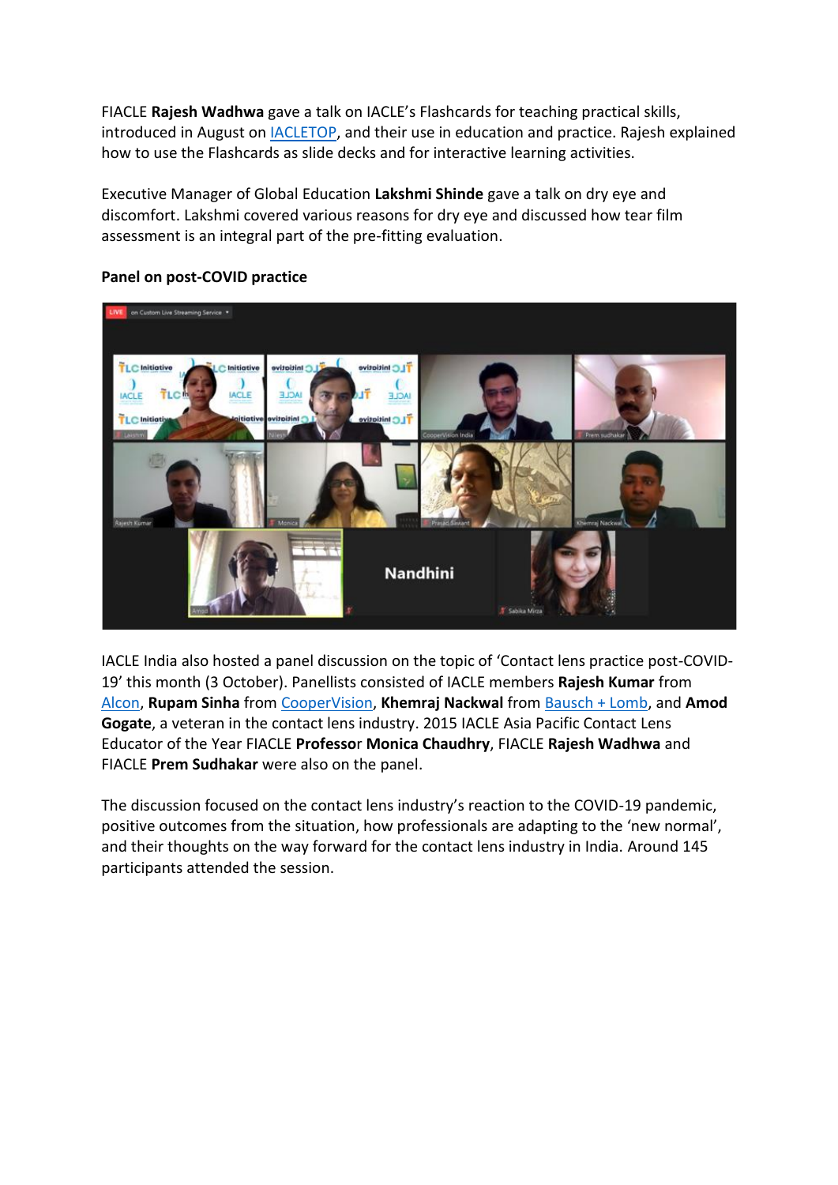FIACLE **Rajesh Wadhwa** gave a talk on IACLE's Flashcards for teaching practical skills, introduced in August on IACLETOP, and their use in education and practice. Rajesh explained how to use the Flashcards as slide decks and for interactive learning activities.

Executive Manager of Global Education **Lakshmi Shinde** gave a talk on dry eye and discomfort. Lakshmi covered various reasons for dry eye and discussed how tear film assessment is an integral part of the pre-fitting evaluation.

**Panel on post-COVID practice**

IACLE India also hosted a panel discussion on the topic of 'Contact lens practice post-COVID-19' this month (3 October). Panellists consisted of IACLE members **Rajesh Kumar** from Alcon, **Rupam Sinha** from CooperVision, **Khemraj Nackwal** from Bausch + Lomb, and **Amod Gogate**, a veteran in the contact lens industry. 2015 IACLE Asia Pacific Contact Lens Educator of the Year FIACLE **Professor Monica Chaudhry**, FIACLE **Rajesh Wadhwa** and FIACLE **Prem Sudhakar** were also on the panel.

The discussion focused on the contact lens industry's reaction to the COVID-19 pandemic, positive outcomes from the situation, how professionals are adapting to the 'new normal', and their thoughts on the way forward for the contact lens industry in India. Around 145 participants attended the session.